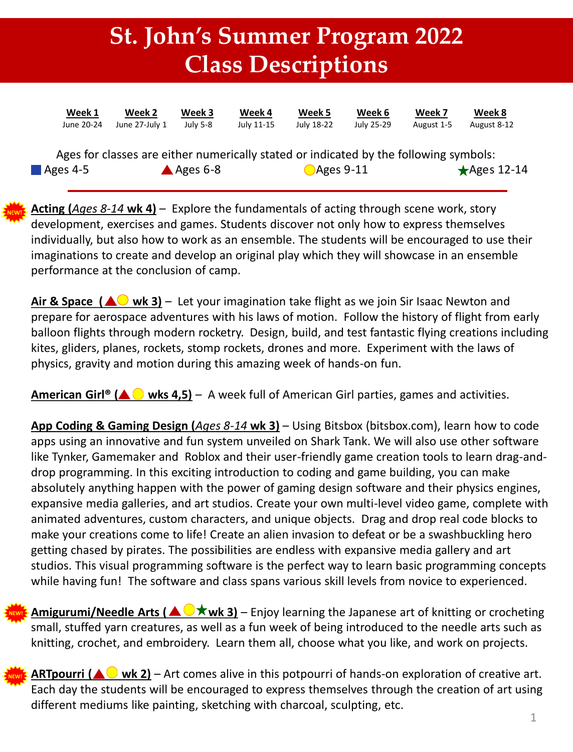# St. John's Summer Program 2022
# Class Descriptions

| Week 1 | Week 2 | Week 3 | Week 4 | Week 5 | Week 6 | Week 7 | Week 8 |
|---|---|---|---|---|---|---|---|
| June 20-24 | June 27-July 1 | July 5-8 | July 11-15 | July 18-22 | July 25-29 | August 1-5 | August 8-12 |

Ages for classes are either numerically stated or indicated by the following symbols:

■ Ages 4-5 ▲ Ages 6-8 ● Ages 9-11 ★ Ages 12-14

---

NEW! **Acting (*Ages 8-14* wk 4)** – Explore the fundamentals of acting through scene work, story development, exercises and games. Students discover not only how to express themselves individually, but also how to work as an ensemble. The students will be encouraged to use their imaginations to create and develop an original play which they will showcase in an ensemble performance at the conclusion of camp.

**Air & Space (▲● wk 3)** – Let your imagination take flight as we join Sir Isaac Newton and prepare for aerospace adventures with his laws of motion. Follow the history of flight from early balloon flights through modern rocketry. Design, build, and test fantastic flying creations including kites, gliders, planes, rockets, stomp rockets, drones and more. Experiment with the laws of physics, gravity and motion during this amazing week of hands-on fun.

**American Girl® (▲● wks 4,5)** – A week full of American Girl parties, games and activities.

**App Coding & Gaming Design (*Ages 8-14* wk 3)** – Using Bitsbox (bitsbox.com), learn how to code apps using an innovative and fun system unveiled on Shark Tank. We will also use other software like Tynker, Gamemaker and Roblox and their user-friendly game creation tools to learn drag-and-drop programming. In this exciting introduction to coding and game building, you can make absolutely anything happen with the power of gaming design software and their physics engines, expansive media galleries, and art studios. Create your own multi-level video game, complete with animated adventures, custom characters, and unique objects. Drag and drop real code blocks to make your creations come to life! Create an alien invasion to defeat or be a swashbuckling hero getting chased by pirates. The possibilities are endless with expansive media gallery and art studios. This visual programming software is the perfect way to learn basic programming concepts while having fun! The software and class spans various skill levels from novice to experienced.

NEW! **Amigurumi/Needle Arts (▲●★ wk 3)** – Enjoy learning the Japanese art of knitting or crocheting small, stuffed yarn creatures, as well as a fun week of being introduced to the needle arts such as knitting, crochet, and embroidery. Learn them all, choose what you like, and work on projects.

NEW! **ARTpourri (▲● wk 2)** – Art comes alive in this potpourri of hands-on exploration of creative art. Each day the students will be encouraged to express themselves through the creation of art using different mediums like painting, sketching with charcoal, sculpting, etc.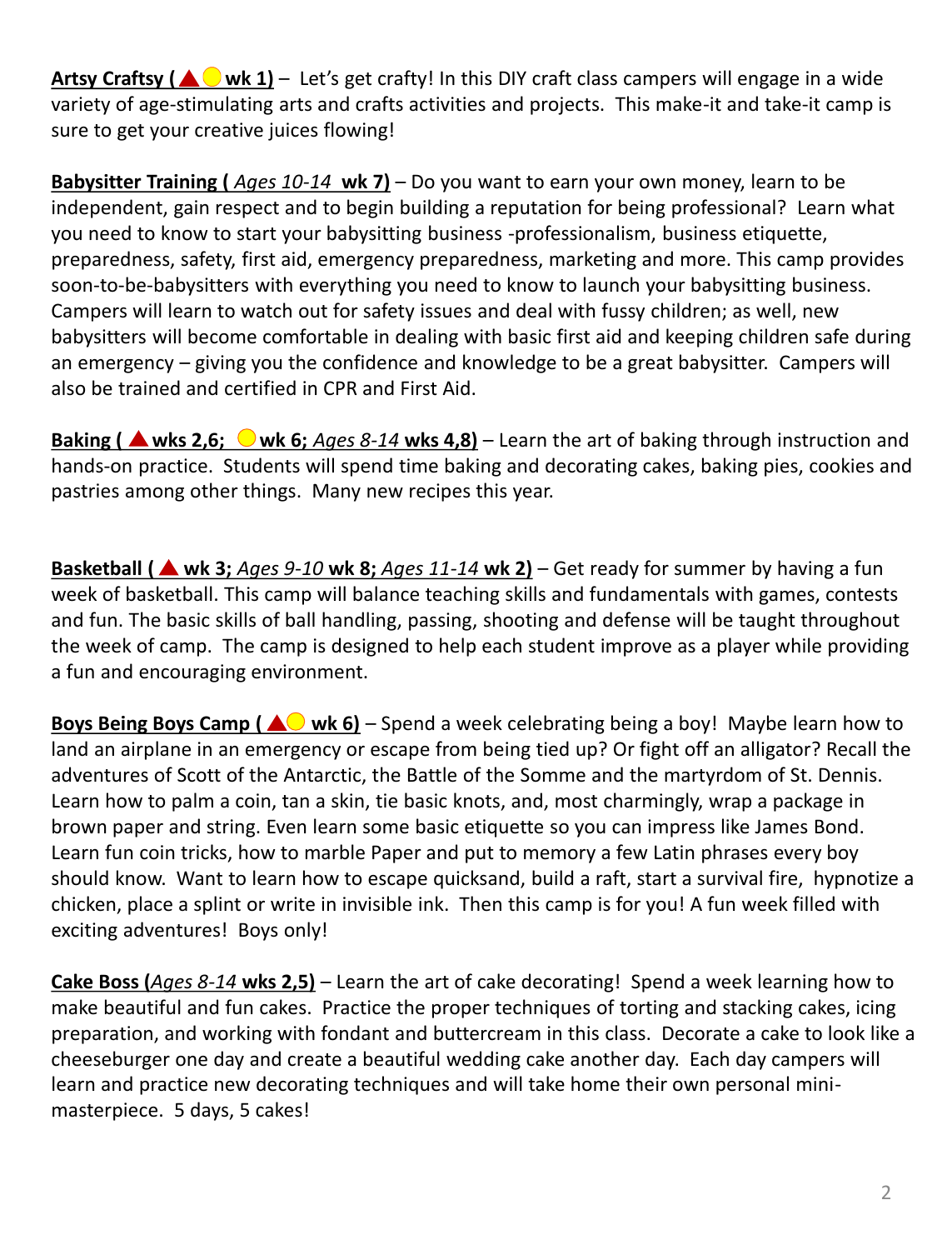**Artsy Craftsy ( ▲● wk 1)** – Let's get crafty! In this DIY craft class campers will engage in a wide variety of age-stimulating arts and crafts activities and projects. This make-it and take-it camp is sure to get your creative juices flowing!

**Babysitter Training (** ***Ages 10-14*** **wk 7)** – Do you want to earn your own money, learn to be independent, gain respect and to begin building a reputation for being professional? Learn what you need to know to start your babysitting business -professionalism, business etiquette, preparedness, safety, first aid, emergency preparedness, marketing and more. This camp provides soon-to-be-babysitters with everything you need to know to launch your babysitting business. Campers will learn to watch out for safety issues and deal with fussy children; as well, new babysitters will become comfortable in dealing with basic first aid and keeping children safe during an emergency – giving you the confidence and knowledge to be a great babysitter. Campers will also be trained and certified in CPR and First Aid.

**Baking ( ▲ wks 2,6; ● wk 6;** ***Ages 8-14*** **wks 4,8)** – Learn the art of baking through instruction and hands-on practice. Students will spend time baking and decorating cakes, baking pies, cookies and pastries among other things. Many new recipes this year.

**Basketball ( ▲ wk 3;** ***Ages 9-10*** **wk 8;** ***Ages 11-14*** **wk 2)** – Get ready for summer by having a fun week of basketball. This camp will balance teaching skills and fundamentals with games, contests and fun. The basic skills of ball handling, passing, shooting and defense will be taught throughout the week of camp. The camp is designed to help each student improve as a player while providing a fun and encouraging environment.

**Boys Being Boys Camp ( ▲● wk 6)** – Spend a week celebrating being a boy! Maybe learn how to land an airplane in an emergency or escape from being tied up? Or fight off an alligator? Recall the adventures of Scott of the Antarctic, the Battle of the Somme and the martyrdom of St. Dennis. Learn how to palm a coin, tan a skin, tie basic knots, and, most charmingly, wrap a package in brown paper and string. Even learn some basic etiquette so you can impress like James Bond. Learn fun coin tricks, how to marble Paper and put to memory a few Latin phrases every boy should know. Want to learn how to escape quicksand, build a raft, start a survival fire, hypnotize a chicken, place a splint or write in invisible ink. Then this camp is for you! A fun week filled with exciting adventures! Boys only!

**Cake Boss (*****Ages 8-14*** **wks 2,5)** – Learn the art of cake decorating! Spend a week learning how to make beautiful and fun cakes. Practice the proper techniques of torting and stacking cakes, icing preparation, and working with fondant and buttercream in this class. Decorate a cake to look like a cheeseburger one day and create a beautiful wedding cake another day. Each day campers will learn and practice new decorating techniques and will take home their own personal mini-masterpiece. 5 days, 5 cakes!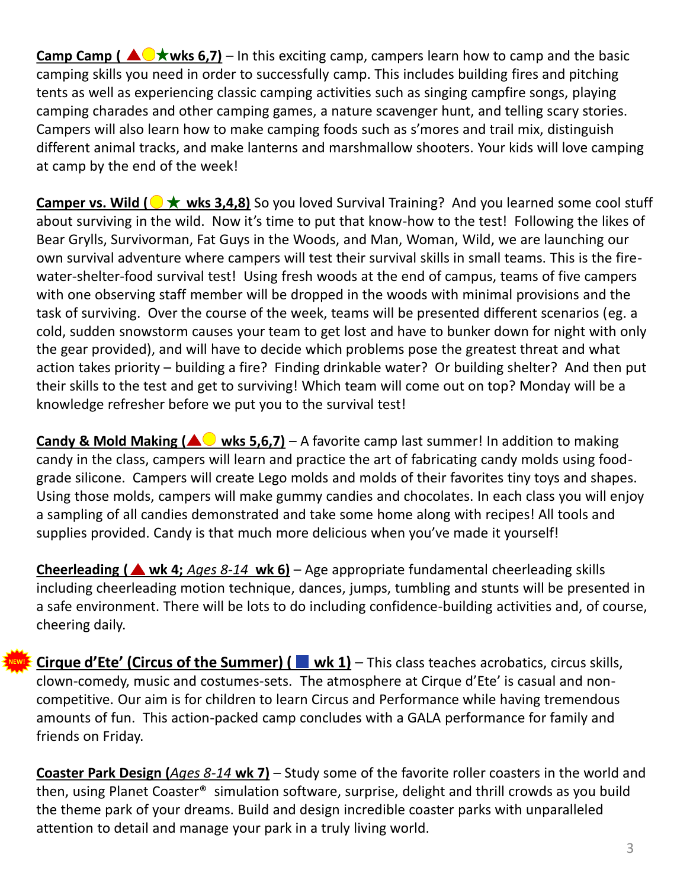**Camp Camp ( ▲🟡★wks 6,7)** – In this exciting camp, campers learn how to camp and the basic camping skills you need in order to successfully camp. This includes building fires and pitching tents as well as experiencing classic camping activities such as singing campfire songs, playing camping charades and other camping games, a nature scavenger hunt, and telling scary stories. Campers will also learn how to make camping foods such as s'mores and trail mix, distinguish different animal tracks, and make lanterns and marshmallow shooters. Your kids will love camping at camp by the end of the week!

**Camper vs. Wild (🟡★ wks 3,4,8)** So you loved Survival Training? And you learned some cool stuff about surviving in the wild. Now it's time to put that know-how to the test! Following the likes of Bear Grylls, Survivorman, Fat Guys in the Woods, and Man, Woman, Wild, we are launching our own survival adventure where campers will test their survival skills in small teams. This is the fire-water-shelter-food survival test! Using fresh woods at the end of campus, teams of five campers with one observing staff member will be dropped in the woods with minimal provisions and the task of surviving. Over the course of the week, teams will be presented different scenarios (eg. a cold, sudden snowstorm causes your team to get lost and have to bunker down for night with only the gear provided), and will have to decide which problems pose the greatest threat and what action takes priority – building a fire? Finding drinkable water? Or building shelter? And then put their skills to the test and get to surviving! Which team will come out on top? Monday will be a knowledge refresher before we put you to the survival test!

**Candy & Mold Making (▲🟡 wks 5,6,7)** – A favorite camp last summer! In addition to making candy in the class, campers will learn and practice the art of fabricating candy molds using food-grade silicone. Campers will create Lego molds and molds of their favorites tiny toys and shapes. Using those molds, campers will make gummy candies and chocolates. In each class you will enjoy a sampling of all candies demonstrated and take some home along with recipes! All tools and supplies provided. Candy is that much more delicious when you've made it yourself!

**Cheerleading ( ▲ wk 4; *Ages 8-14* wk 6)** – Age appropriate fundamental cheerleading skills including cheerleading motion technique, dances, jumps, tumbling and stunts will be presented in a safe environment. There will be lots to do including confidence-building activities and, of course, cheering daily.

NEW! **Cirque d'Ete' (Circus of the Summer) ( ■ wk 1)** – This class teaches acrobatics, circus skills, clown-comedy, music and costumes-sets. The atmosphere at Cirque d'Ete' is casual and non-competitive. Our aim is for children to learn Circus and Performance while having tremendous amounts of fun. This action-packed camp concludes with a GALA performance for family and friends on Friday.

**Coaster Park Design (*Ages 8-14* wk 7)** – Study some of the favorite roller coasters in the world and then, using Planet Coaster® simulation software, surprise, delight and thrill crowds as you build the theme park of your dreams. Build and design incredible coaster parks with unparalleled attention to detail and manage your park in a truly living world.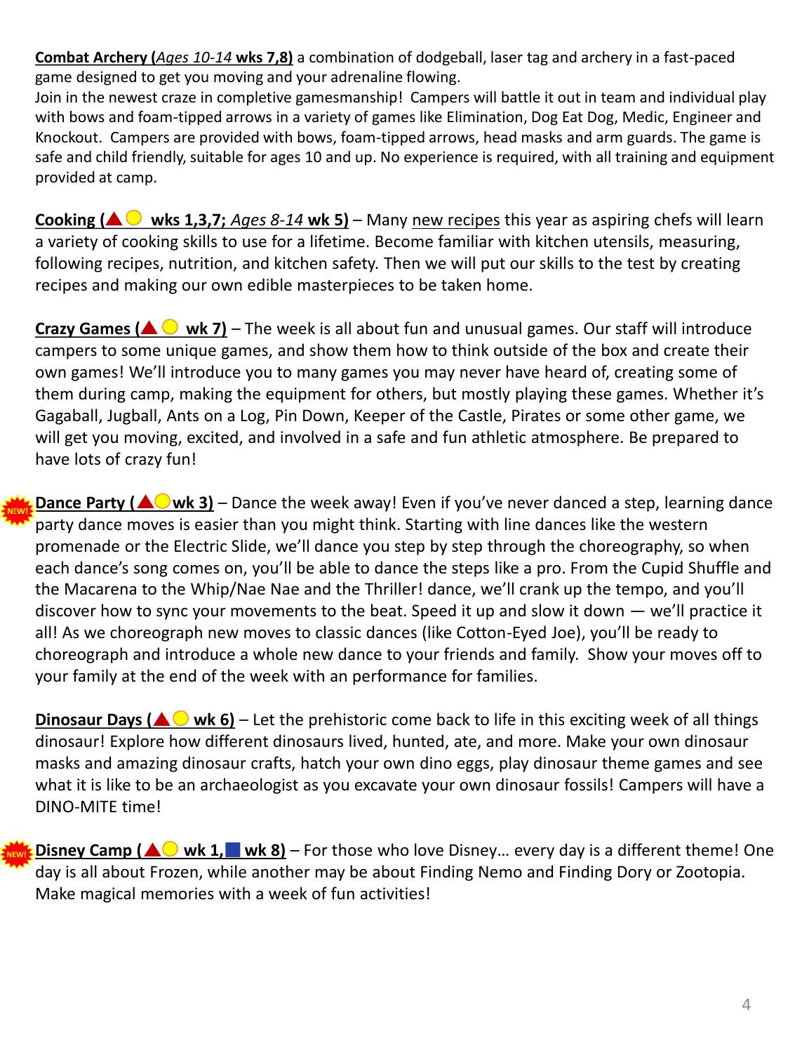**Combat Archery (*Ages 10-14* wks 7,8)** a combination of dodgeball, laser tag and archery in a fast-paced game designed to get you moving and your adrenaline flowing.
Join in the newest craze in completive gamesmanship! Campers will battle it out in team and individual play with bows and foam-tipped arrows in a variety of games like Elimination, Dog Eat Dog, Medic, Engineer and Knockout. Campers are provided with bows, foam-tipped arrows, head masks and arm guards. The game is safe and child friendly, suitable for ages 10 and up. No experience is required, with all training and equipment provided at camp.

**Cooking (▲● wks 1,3,7; *Ages 8-14* wk 5)** – Many new recipes this year as aspiring chefs will learn a variety of cooking skills to use for a lifetime. Become familiar with kitchen utensils, measuring, following recipes, nutrition, and kitchen safety. Then we will put our skills to the test by creating recipes and making our own edible masterpieces to be taken home.

**Crazy Games (▲● wk 7)** – The week is all about fun and unusual games. Our staff will introduce campers to some unique games, and show them how to think outside of the box and create their own games! We'll introduce you to many games you may never have heard of, creating some of them during camp, making the equipment for others, but mostly playing these games. Whether it's Gagaball, Jugball, Ants on a Log, Pin Down, Keeper of the Castle, Pirates or some other game, we will get you moving, excited, and involved in a safe and fun athletic atmosphere. Be prepared to have lots of crazy fun!

NEW! **Dance Party (▲●wk 3)** – Dance the week away! Even if you've never danced a step, learning dance party dance moves is easier than you might think. Starting with line dances like the western promenade or the Electric Slide, we'll dance you step by step through the choreography, so when each dance's song comes on, you'll be able to dance the steps like a pro. From the Cupid Shuffle and the Macarena to the Whip/Nae Nae and the Thriller! dance, we'll crank up the tempo, and you'll discover how to sync your movements to the beat. Speed it up and slow it down — we'll practice it all! As we choreograph new moves to classic dances (like Cotton-Eyed Joe), you'll be ready to choreograph and introduce a whole new dance to your friends and family. Show your moves off to your family at the end of the week with an performance for families.

**Dinosaur Days (▲● wk 6)** – Let the prehistoric come back to life in this exciting week of all things dinosaur! Explore how different dinosaurs lived, hunted, ate, and more. Make your own dinosaur masks and amazing dinosaur crafts, hatch your own dino eggs, play dinosaur theme games and see what it is like to be an archaeologist as you excavate your own dinosaur fossils! Campers will have a DINO-MITE time!

NEW! **Disney Camp (▲● wk 1,■ wk 8)** – For those who love Disney… every day is a different theme! One day is all about Frozen, while another may be about Finding Nemo and Finding Dory or Zootopia. Make magical memories with a week of fun activities!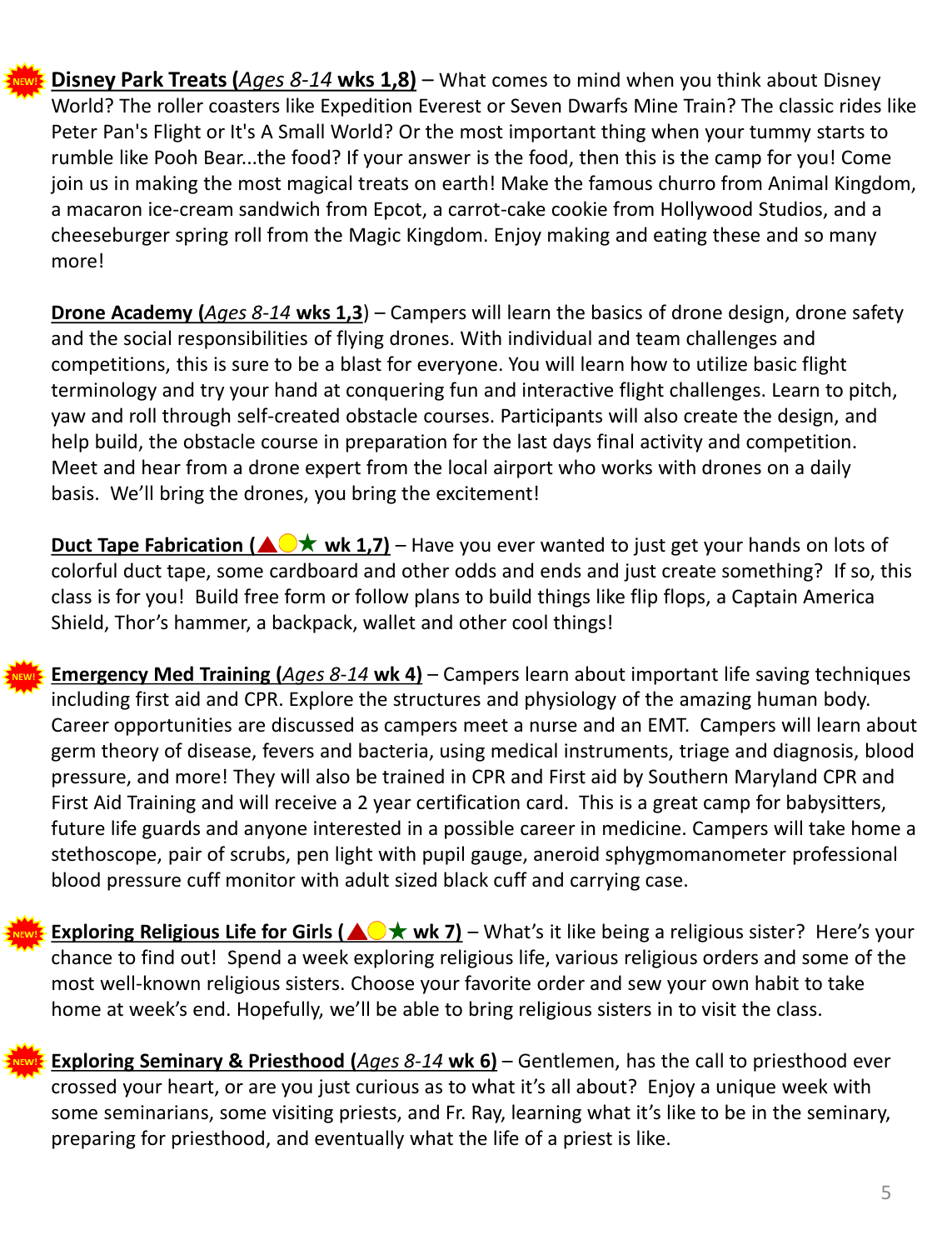NEW! **Disney Park Treats (*Ages 8-14* wks 1,8)** – What comes to mind when you think about Disney World? The roller coasters like Expedition Everest or Seven Dwarfs Mine Train? The classic rides like Peter Pan's Flight or It's A Small World? Or the most important thing when your tummy starts to rumble like Pooh Bear...the food? If your answer is the food, then this is the camp for you! Come join us in making the most magical treats on earth! Make the famous churro from Animal Kingdom, a macaron ice-cream sandwich from Epcot, a carrot-cake cookie from Hollywood Studios, and a cheeseburger spring roll from the Magic Kingdom. Enjoy making and eating these and so many more!

**Drone Academy (*Ages 8-14* wks 1,3**) – Campers will learn the basics of drone design, drone safety and the social responsibilities of flying drones. With individual and team challenges and competitions, this is sure to be a blast for everyone. You will learn how to utilize basic flight terminology and try your hand at conquering fun and interactive flight challenges. Learn to pitch, yaw and roll through self-created obstacle courses. Participants will also create the design, and help build, the obstacle course in preparation for the last days final activity and competition. Meet and hear from a drone expert from the local airport who works with drones on a daily basis. We'll bring the drones, you bring the excitement!

**Duct Tape Fabrication (▲●★ wk 1,7)** – Have you ever wanted to just get your hands on lots of colorful duct tape, some cardboard and other odds and ends and just create something? If so, this class is for you! Build free form or follow plans to build things like flip flops, a Captain America Shield, Thor's hammer, a backpack, wallet and other cool things!

NEW! **Emergency Med Training (*Ages 8-14* wk 4)** – Campers learn about important life saving techniques including first aid and CPR. Explore the structures and physiology of the amazing human body. Career opportunities are discussed as campers meet a nurse and an EMT. Campers will learn about germ theory of disease, fevers and bacteria, using medical instruments, triage and diagnosis, blood pressure, and more! They will also be trained in CPR and First aid by Southern Maryland CPR and First Aid Training and will receive a 2 year certification card. This is a great camp for babysitters, future life guards and anyone interested in a possible career in medicine. Campers will take home a stethoscope, pair of scrubs, pen light with pupil gauge, aneroid sphygmomanometer professional blood pressure cuff monitor with adult sized black cuff and carrying case.

NEW! **Exploring Religious Life for Girls (▲●★ wk 7)** – What's it like being a religious sister? Here's your chance to find out! Spend a week exploring religious life, various religious orders and some of the most well-known religious sisters. Choose your favorite order and sew your own habit to take home at week's end. Hopefully, we'll be able to bring religious sisters in to visit the class.

NEW! **Exploring Seminary & Priesthood (*Ages 8-14* wk 6)** – Gentlemen, has the call to priesthood ever crossed your heart, or are you just curious as to what it's all about? Enjoy a unique week with some seminarians, some visiting priests, and Fr. Ray, learning what it's like to be in the seminary, preparing for priesthood, and eventually what the life of a priest is like.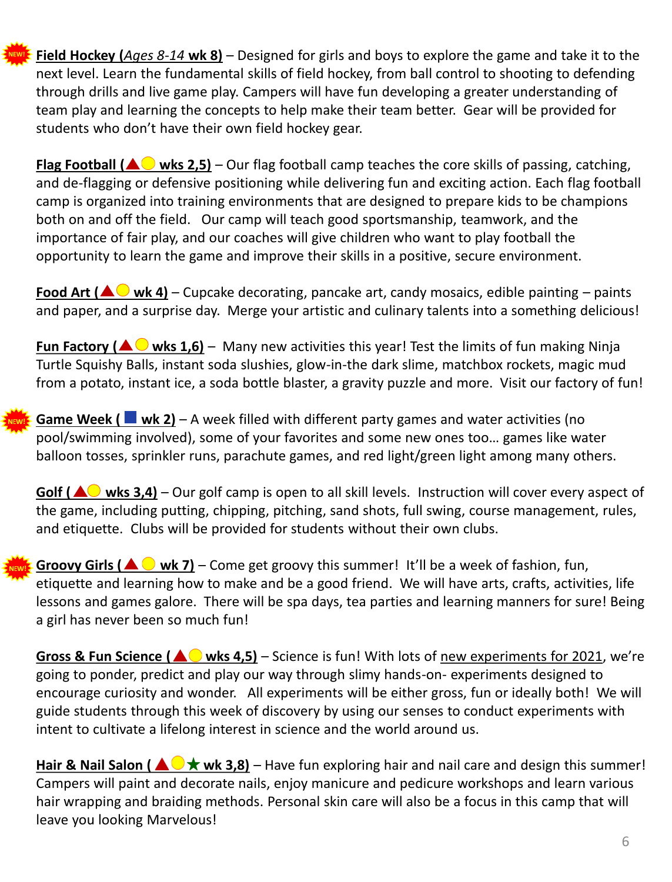NEW! **Field Hockey (*Ages 8-14* wk 8)** – Designed for girls and boys to explore the game and take it to the next level. Learn the fundamental skills of field hockey, from ball control to shooting to defending through drills and live game play. Campers will have fun developing a greater understanding of team play and learning the concepts to help make their team better. Gear will be provided for students who don't have their own field hockey gear.

**Flag Football (▲○ wks 2,5)** – Our flag football camp teaches the core skills of passing, catching, and de-flagging or defensive positioning while delivering fun and exciting action. Each flag football camp is organized into training environments that are designed to prepare kids to be champions both on and off the field. Our camp will teach good sportsmanship, teamwork, and the importance of fair play, and our coaches will give children who want to play football the opportunity to learn the game and improve their skills in a positive, secure environment.

**Food Art (▲○ wk 4)** – Cupcake decorating, pancake art, candy mosaics, edible painting – paints and paper, and a surprise day. Merge your artistic and culinary talents into a something delicious!

**Fun Factory (▲○ wks 1,6)** – Many new activities this year! Test the limits of fun making Ninja Turtle Squishy Balls, instant soda slushies, glow-in-the dark slime, matchbox rockets, magic mud from a potato, instant ice, a soda bottle blaster, a gravity puzzle and more. Visit our factory of fun!

NEW! **Game Week (■ wk 2)** – A week filled with different party games and water activities (no pool/swimming involved), some of your favorites and some new ones too… games like water balloon tosses, sprinkler runs, parachute games, and red light/green light among many others.

**Golf (▲○ wks 3,4)** – Our golf camp is open to all skill levels. Instruction will cover every aspect of the game, including putting, chipping, pitching, sand shots, full swing, course management, rules, and etiquette. Clubs will be provided for students without their own clubs.

NEW! **Groovy Girls (▲○ wk 7)** – Come get groovy this summer! It'll be a week of fashion, fun, etiquette and learning how to make and be a good friend. We will have arts, crafts, activities, life lessons and games galore. There will be spa days, tea parties and learning manners for sure! Being a girl has never been so much fun!

**Gross & Fun Science (▲○ wks 4,5)** – Science is fun! With lots of new experiments for 2021, we're going to ponder, predict and play our way through slimy hands-on- experiments designed to encourage curiosity and wonder. All experiments will be either gross, fun or ideally both! We will guide students through this week of discovery by using our senses to conduct experiments with intent to cultivate a lifelong interest in science and the world around us.

**Hair & Nail Salon (▲○★ wk 3,8)** – Have fun exploring hair and nail care and design this summer! Campers will paint and decorate nails, enjoy manicure and pedicure workshops and learn various hair wrapping and braiding methods. Personal skin care will also be a focus in this camp that will leave you looking Marvelous!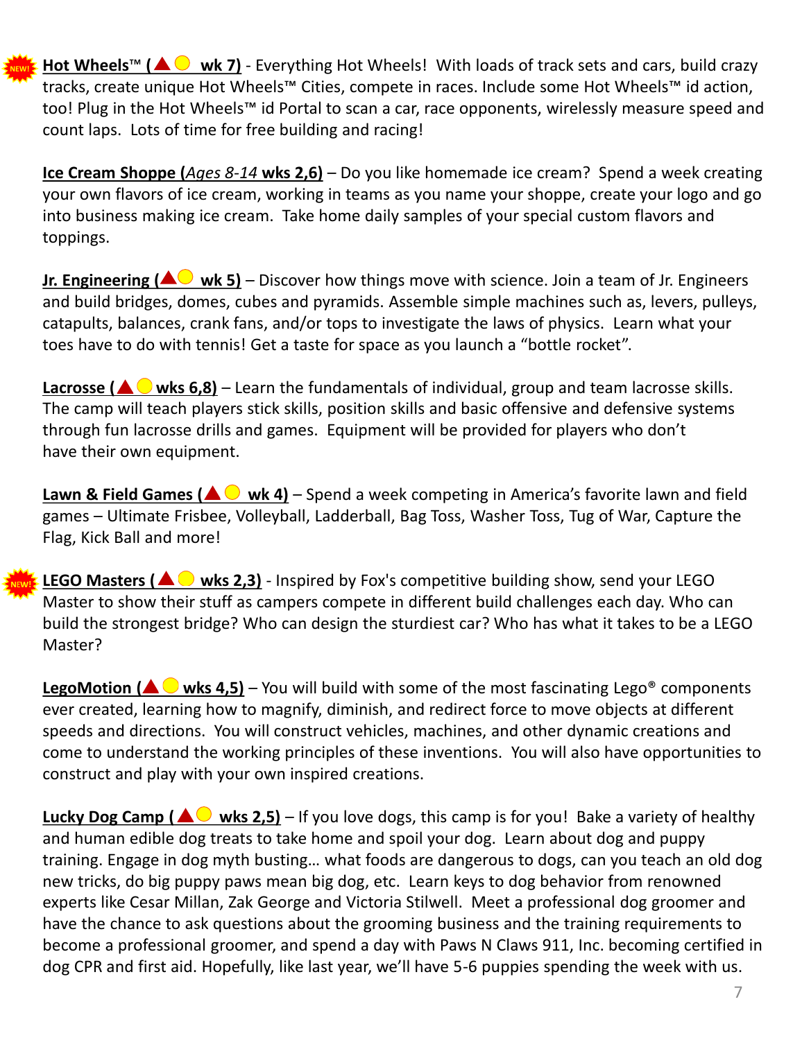NEW! **Hot Wheels™ (▲◯ wk 7)** - Everything Hot Wheels! With loads of track sets and cars, build crazy tracks, create unique Hot Wheels™ Cities, compete in races. Include some Hot Wheels™ id action, too! Plug in the Hot Wheels™ id Portal to scan a car, race opponents, wirelessly measure speed and count laps. Lots of time for free building and racing!

**Ice Cream Shoppe (*Ages 8-14* wks 2,6)** – Do you like homemade ice cream? Spend a week creating your own flavors of ice cream, working in teams as you name your shoppe, create your logo and go into business making ice cream. Take home daily samples of your special custom flavors and toppings.

**Jr. Engineering (▲◯ wk 5)** – Discover how things move with science. Join a team of Jr. Engineers and build bridges, domes, cubes and pyramids. Assemble simple machines such as, levers, pulleys, catapults, balances, crank fans, and/or tops to investigate the laws of physics. Learn what your toes have to do with tennis! Get a taste for space as you launch a "bottle rocket".

**Lacrosse (▲◯ wks 6,8)** – Learn the fundamentals of individual, group and team lacrosse skills. The camp will teach players stick skills, position skills and basic offensive and defensive systems through fun lacrosse drills and games. Equipment will be provided for players who don't have their own equipment.

**Lawn & Field Games (▲◯ wk 4)** – Spend a week competing in America's favorite lawn and field games – Ultimate Frisbee, Volleyball, Ladderball, Bag Toss, Washer Toss, Tug of War, Capture the Flag, Kick Ball and more!

NEW! **LEGO Masters (▲◯ wks 2,3)** - Inspired by Fox's competitive building show, send your LEGO Master to show their stuff as campers compete in different build challenges each day. Who can build the strongest bridge? Who can design the sturdiest car? Who has what it takes to be a LEGO Master?

**LegoMotion (▲◯ wks 4,5)** – You will build with some of the most fascinating Lego® components ever created, learning how to magnify, diminish, and redirect force to move objects at different speeds and directions. You will construct vehicles, machines, and other dynamic creations and come to understand the working principles of these inventions. You will also have opportunities to construct and play with your own inspired creations.

**Lucky Dog Camp (▲◯ wks 2,5)** – If you love dogs, this camp is for you! Bake a variety of healthy and human edible dog treats to take home and spoil your dog. Learn about dog and puppy training. Engage in dog myth busting… what foods are dangerous to dogs, can you teach an old dog new tricks, do big puppy paws mean big dog, etc. Learn keys to dog behavior from renowned experts like Cesar Millan, Zak George and Victoria Stilwell. Meet a professional dog groomer and have the chance to ask questions about the grooming business and the training requirements to become a professional groomer, and spend a day with Paws N Claws 911, Inc. becoming certified in dog CPR and first aid. Hopefully, like last year, we'll have 5-6 puppies spending the week with us.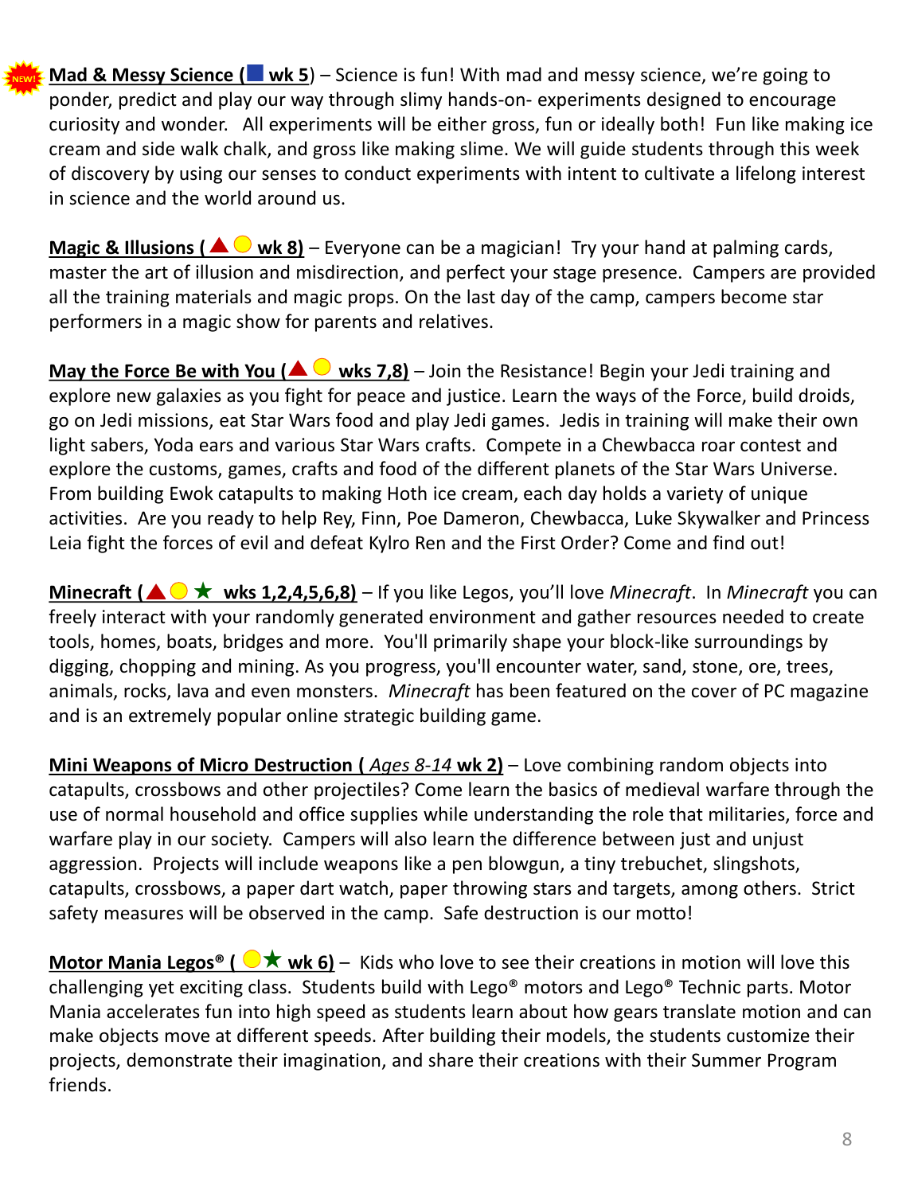NEW! **Mad & Messy Science (■ wk 5)** – Science is fun! With mad and messy science, we're going to ponder, predict and play our way through slimy hands-on- experiments designed to encourage curiosity and wonder. All experiments will be either gross, fun or ideally both! Fun like making ice cream and side walk chalk, and gross like making slime. We will guide students through this week of discovery by using our senses to conduct experiments with intent to cultivate a lifelong interest in science and the world around us.

**Magic & Illusions ( ▲ ○ wk 8)** – Everyone can be a magician! Try your hand at palming cards, master the art of illusion and misdirection, and perfect your stage presence. Campers are provided all the training materials and magic props. On the last day of the camp, campers become star performers in a magic show for parents and relatives.

**May the Force Be with You (▲ ○ wks 7,8)** – Join the Resistance! Begin your Jedi training and explore new galaxies as you fight for peace and justice. Learn the ways of the Force, build droids, go on Jedi missions, eat Star Wars food and play Jedi games. Jedis in training will make their own light sabers, Yoda ears and various Star Wars crafts. Compete in a Chewbacca roar contest and explore the customs, games, crafts and food of the different planets of the Star Wars Universe. From building Ewok catapults to making Hoth ice cream, each day holds a variety of unique activities. Are you ready to help Rey, Finn, Poe Dameron, Chewbacca, Luke Skywalker and Princess Leia fight the forces of evil and defeat Kylro Ren and the First Order? Come and find out!

**Minecraft (▲ ○ ★ wks 1,2,4,5,6,8)** – If you like Legos, you'll love *Minecraft*. In *Minecraft* you can freely interact with your randomly generated environment and gather resources needed to create tools, homes, boats, bridges and more. You'll primarily shape your block-like surroundings by digging, chopping and mining. As you progress, you'll encounter water, sand, stone, ore, trees, animals, rocks, lava and even monsters. *Minecraft* has been featured on the cover of PC magazine and is an extremely popular online strategic building game.

**Mini Weapons of Micro Destruction ( *Ages 8-14* wk 2)** – Love combining random objects into catapults, crossbows and other projectiles? Come learn the basics of medieval warfare through the use of normal household and office supplies while understanding the role that militaries, force and warfare play in our society. Campers will also learn the difference between just and unjust aggression. Projects will include weapons like a pen blowgun, a tiny trebuchet, slingshots, catapults, crossbows, a paper dart watch, paper throwing stars and targets, among others. Strict safety measures will be observed in the camp. Safe destruction is our motto!

**Motor Mania Legos® ( ○★ wk 6)** – Kids who love to see their creations in motion will love this challenging yet exciting class. Students build with Lego® motors and Lego® Technic parts. Motor Mania accelerates fun into high speed as students learn about how gears translate motion and can make objects move at different speeds. After building their models, the students customize their projects, demonstrate their imagination, and share their creations with their Summer Program friends.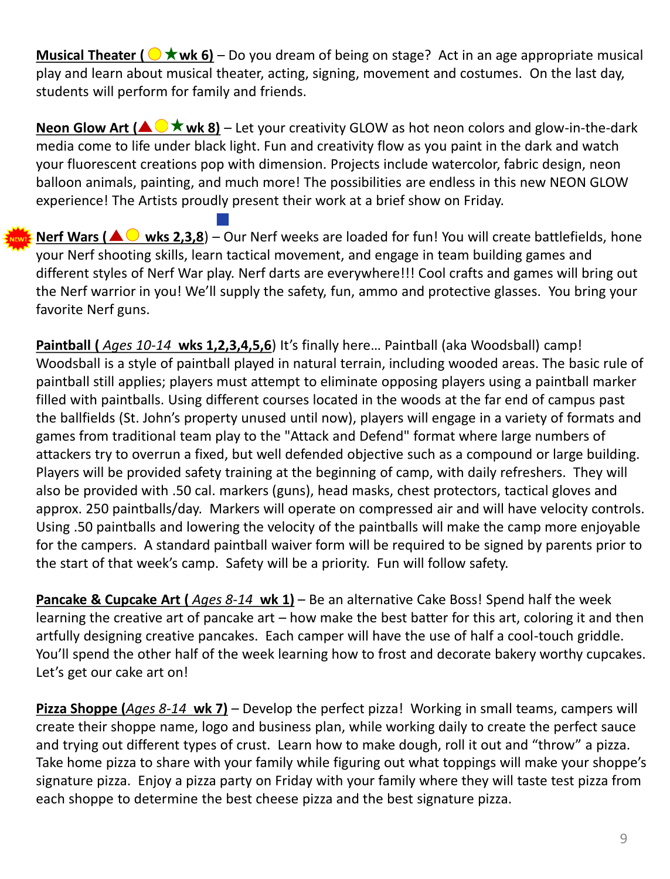**Musical Theater ( ◯ ★ wk 6)** – Do you dream of being on stage? Act in an age appropriate musical play and learn about musical theater, acting, signing, movement and costumes. On the last day, students will perform for family and friends.

**Neon Glow Art (▲ ◯ ★ wk 8)** – Let your creativity GLOW as hot neon colors and glow-in-the-dark media come to life under black light. Fun and creativity flow as you paint in the dark and watch your fluorescent creations pop with dimension. Projects include watercolor, fabric design, neon balloon animals, painting, and much more! The possibilities are endless in this new NEON GLOW experience! The Artists proudly present their work at a brief show on Friday.

NEW! **Nerf Wars (▲ ◯ ■ wks 2,3,8)** – Our Nerf weeks are loaded for fun! You will create battlefields, hone your Nerf shooting skills, learn tactical movement, and engage in team building games and different styles of Nerf War play. Nerf darts are everywhere!!! Cool crafts and games will bring out the Nerf warrior in you! We'll supply the safety, fun, ammo and protective glasses. You bring your favorite Nerf guns.

**Paintball (** ***Ages 10-14*** **wks 1,2,3,4,5,6)** It's finally here… Paintball (aka Woodsball) camp! Woodsball is a style of paintball played in natural terrain, including wooded areas. The basic rule of paintball still applies; players must attempt to eliminate opposing players using a paintball marker filled with paintballs. Using different courses located in the woods at the far end of campus past the ballfields (St. John's property unused until now), players will engage in a variety of formats and games from traditional team play to the "Attack and Defend" format where large numbers of attackers try to overrun a fixed, but well defended objective such as a compound or large building. Players will be provided safety training at the beginning of camp, with daily refreshers. They will also be provided with .50 cal. markers (guns), head masks, chest protectors, tactical gloves and approx. 250 paintballs/day. Markers will operate on compressed air and will have velocity controls. Using .50 paintballs and lowering the velocity of the paintballs will make the camp more enjoyable for the campers. A standard paintball waiver form will be required to be signed by parents prior to the start of that week's camp. Safety will be a priority. Fun will follow safety.

**Pancake & Cupcake Art (** ***Ages 8-14*** **wk 1)** – Be an alternative Cake Boss! Spend half the week learning the creative art of pancake art – how make the best batter for this art, coloring it and then artfully designing creative pancakes. Each camper will have the use of half a cool-touch griddle. You'll spend the other half of the week learning how to frost and decorate bakery worthy cupcakes. Let's get our cake art on!

**Pizza Shoppe (*****Ages 8-14*** **wk 7)** – Develop the perfect pizza! Working in small teams, campers will create their shoppe name, logo and business plan, while working daily to create the perfect sauce and trying out different types of crust. Learn how to make dough, roll it out and "throw" a pizza. Take home pizza to share with your family while figuring out what toppings will make your shoppe's signature pizza. Enjoy a pizza party on Friday with your family where they will taste test pizza from each shoppe to determine the best cheese pizza and the best signature pizza.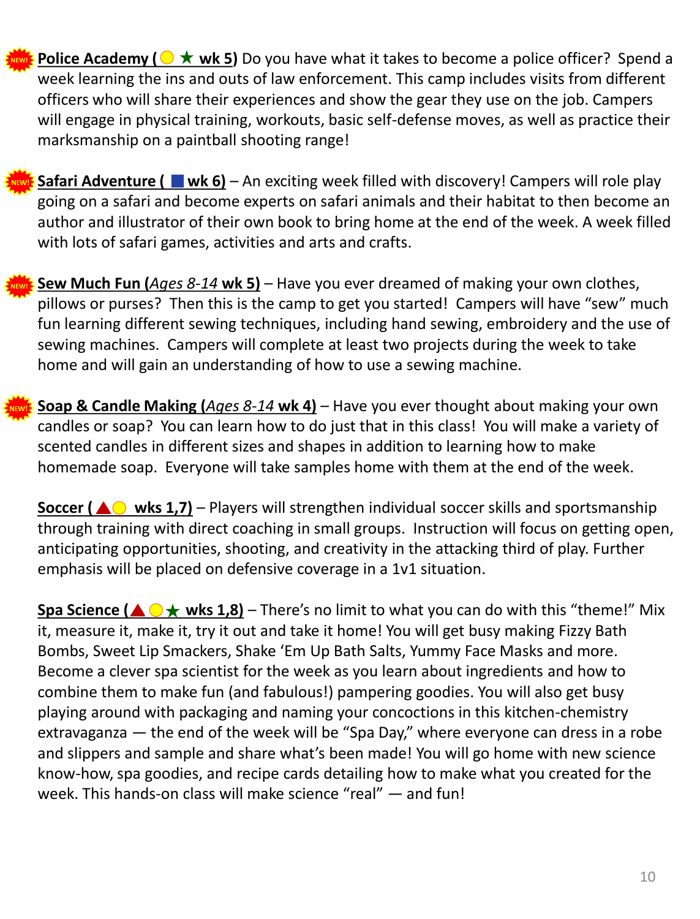NEW! **Police Academy ( ● ★ wk 5)** Do you have what it takes to become a police officer? Spend a week learning the ins and outs of law enforcement. This camp includes visits from different officers who will share their experiences and show the gear they use on the job. Campers will engage in physical training, workouts, basic self-defense moves, as well as practice their marksmanship on a paintball shooting range!

NEW! **Safari Adventure ( ■ wk 6)** – An exciting week filled with discovery! Campers will role play going on a safari and become experts on safari animals and their habitat to then become an author and illustrator of their own book to bring home at the end of the week. A week filled with lots of safari games, activities and arts and crafts.

NEW! **Sew Much Fun (*Ages 8-14* wk 5)** – Have you ever dreamed of making your own clothes, pillows or purses? Then this is the camp to get you started! Campers will have "sew" much fun learning different sewing techniques, including hand sewing, embroidery and the use of sewing machines. Campers will complete at least two projects during the week to take home and will gain an understanding of how to use a sewing machine.

NEW! **Soap & Candle Making (*Ages 8-14* wk 4)** – Have you ever thought about making your own candles or soap? You can learn how to do just that in this class! You will make a variety of scented candles in different sizes and shapes in addition to learning how to make homemade soap. Everyone will take samples home with them at the end of the week.

**Soccer ( ▲● wks 1,7)** – Players will strengthen individual soccer skills and sportsmanship through training with direct coaching in small groups. Instruction will focus on getting open, anticipating opportunities, shooting, and creativity in the attacking third of play. Further emphasis will be placed on defensive coverage in a 1v1 situation.

**Spa Science (▲●★ wks 1,8)** – There's no limit to what you can do with this "theme!" Mix it, measure it, make it, try it out and take it home! You will get busy making Fizzy Bath Bombs, Sweet Lip Smackers, Shake 'Em Up Bath Salts, Yummy Face Masks and more. Become a clever spa scientist for the week as you learn about ingredients and how to combine them to make fun (and fabulous!) pampering goodies. You will also get busy playing around with packaging and naming your concoctions in this kitchen-chemistry extravaganza — the end of the week will be "Spa Day," where everyone can dress in a robe and slippers and sample and share what's been made! You will go home with new science know-how, spa goodies, and recipe cards detailing how to make what you created for the week. This hands-on class will make science "real" — and fun!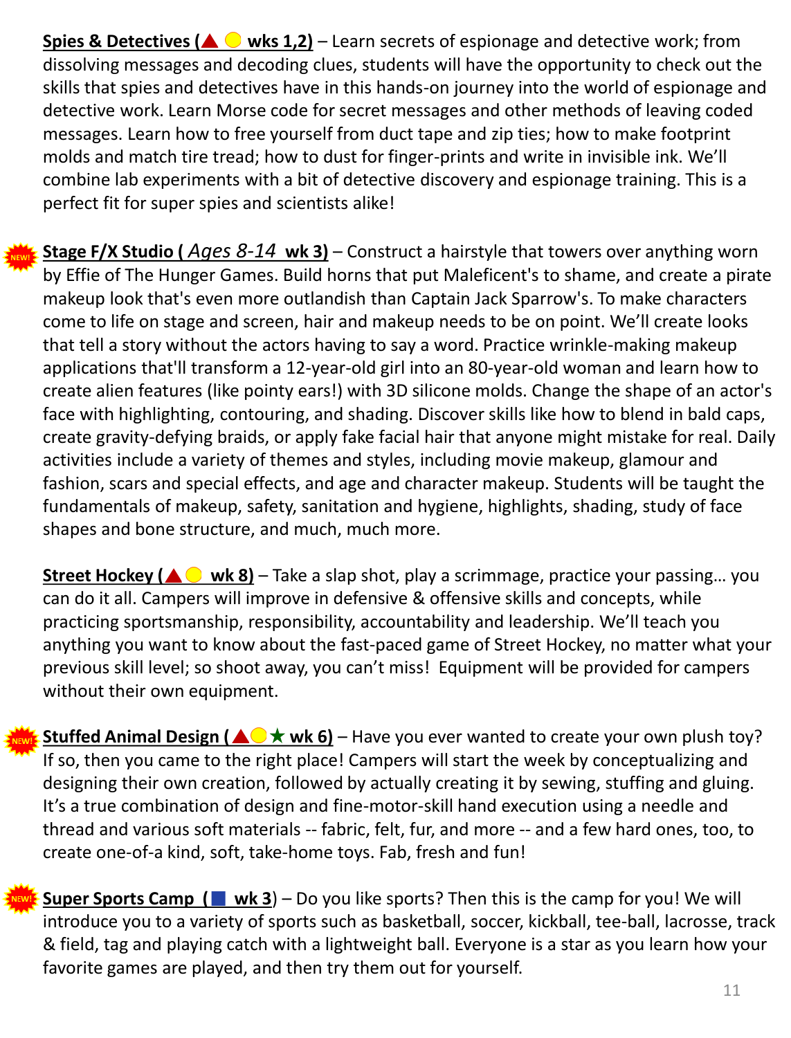**Spies & Detectives (▲ ● wks 1,2)** – Learn secrets of espionage and detective work; from dissolving messages and decoding clues, students will have the opportunity to check out the skills that spies and detectives have in this hands-on journey into the world of espionage and detective work. Learn Morse code for secret messages and other methods of leaving coded messages. Learn how to free yourself from duct tape and zip ties; how to make footprint molds and match tire tread; how to dust for finger-prints and write in invisible ink. We'll combine lab experiments with a bit of detective discovery and espionage training. This is a perfect fit for super spies and scientists alike!

NEW! **Stage F/X Studio ( *Ages 8-14* wk 3)** – Construct a hairstyle that towers over anything worn by Effie of The Hunger Games. Build horns that put Maleficent's to shame, and create a pirate makeup look that's even more outlandish than Captain Jack Sparrow's. To make characters come to life on stage and screen, hair and makeup needs to be on point. We'll create looks that tell a story without the actors having to say a word. Practice wrinkle-making makeup applications that'll transform a 12-year-old girl into an 80-year-old woman and learn how to create alien features (like pointy ears!) with 3D silicone molds. Change the shape of an actor's face with highlighting, contouring, and shading. Discover skills like how to blend in bald caps, create gravity-defying braids, or apply fake facial hair that anyone might mistake for real. Daily activities include a variety of themes and styles, including movie makeup, glamour and fashion, scars and special effects, and age and character makeup. Students will be taught the fundamentals of makeup, safety, sanitation and hygiene, highlights, shading, study of face shapes and bone structure, and much, much more.

**Street Hockey (▲ ● wk 8)** – Take a slap shot, play a scrimmage, practice your passing… you can do it all. Campers will improve in defensive & offensive skills and concepts, while practicing sportsmanship, responsibility, accountability and leadership. We'll teach you anything you want to know about the fast-paced game of Street Hockey, no matter what your previous skill level; so shoot away, you can't miss! Equipment will be provided for campers without their own equipment.

NEW! **Stuffed Animal Design (▲●★ wk 6)** – Have you ever wanted to create your own plush toy? If so, then you came to the right place! Campers will start the week by conceptualizing and designing their own creation, followed by actually creating it by sewing, stuffing and gluing. It's a true combination of design and fine-motor-skill hand execution using a needle and thread and various soft materials -- fabric, felt, fur, and more -- and a few hard ones, too, to create one-of-a kind, soft, take-home toys. Fab, fresh and fun!

NEW! **Super Sports Camp (■ wk 3)** – Do you like sports? Then this is the camp for you! We will introduce you to a variety of sports such as basketball, soccer, kickball, tee-ball, lacrosse, track & field, tag and playing catch with a lightweight ball. Everyone is a star as you learn how your favorite games are played, and then try them out for yourself.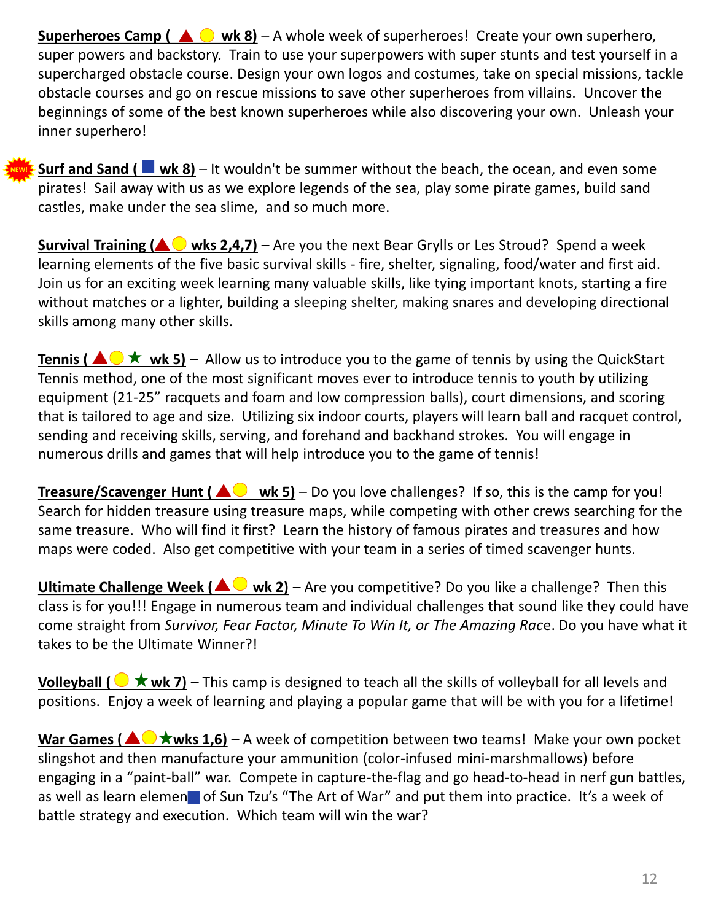**Superheroes Camp ( ▲ ● wk 8)** – A whole week of superheroes! Create your own superhero, super powers and backstory. Train to use your superpowers with super stunts and test yourself in a supercharged obstacle course. Design your own logos and costumes, take on special missions, tackle obstacle courses and go on rescue missions to save other superheroes from villains. Uncover the beginnings of some of the best known superheroes while also discovering your own. Unleash your inner superhero!

NEW! **Surf and Sand ( ■ wk 8)** – It wouldn't be summer without the beach, the ocean, and even some pirates! Sail away with us as we explore legends of the sea, play some pirate games, build sand castles, make under the sea slime, and so much more.

**Survival Training (▲● wks 2,4,7)** – Are you the next Bear Grylls or Les Stroud? Spend a week learning elements of the five basic survival skills - fire, shelter, signaling, food/water and first aid. Join us for an exciting week learning many valuable skills, like tying important knots, starting a fire without matches or a lighter, building a sleeping shelter, making snares and developing directional skills among many other skills.

**Tennis ( ▲●★ wk 5)** – Allow us to introduce you to the game of tennis by using the QuickStart Tennis method, one of the most significant moves ever to introduce tennis to youth by utilizing equipment (21-25" racquets and foam and low compression balls), court dimensions, and scoring that is tailored to age and size. Utilizing six indoor courts, players will learn ball and racquet control, sending and receiving skills, serving, and forehand and backhand strokes. You will engage in numerous drills and games that will help introduce you to the game of tennis!

**Treasure/Scavenger Hunt ( ▲● wk 5)** – Do you love challenges? If so, this is the camp for you! Search for hidden treasure using treasure maps, while competing with other crews searching for the same treasure. Who will find it first? Learn the history of famous pirates and treasures and how maps were coded. Also get competitive with your team in a series of timed scavenger hunts.

**Ultimate Challenge Week (▲● wk 2)** – Are you competitive? Do you like a challenge? Then this class is for you!!! Engage in numerous team and individual challenges that sound like they could have come straight from *Survivor, Fear Factor, Minute To Win It, or The Amazing Race*. Do you have what it takes to be the Ultimate Winner?!

**Volleyball ( ●★ wk 7)** – This camp is designed to teach all the skills of volleyball for all levels and positions. Enjoy a week of learning and playing a popular game that will be with you for a lifetime!

**War Games (▲●★wks 1,6)** – A week of competition between two teams! Make your own pocket slingshot and then manufacture your ammunition (color-infused mini-marshmallows) before engaging in a "paint-ball" war. Compete in capture-the-flag and go head-to-head in nerf gun battles, as well as learn elemen■ of Sun Tzu's "The Art of War" and put them into practice. It's a week of battle strategy and execution. Which team will win the war?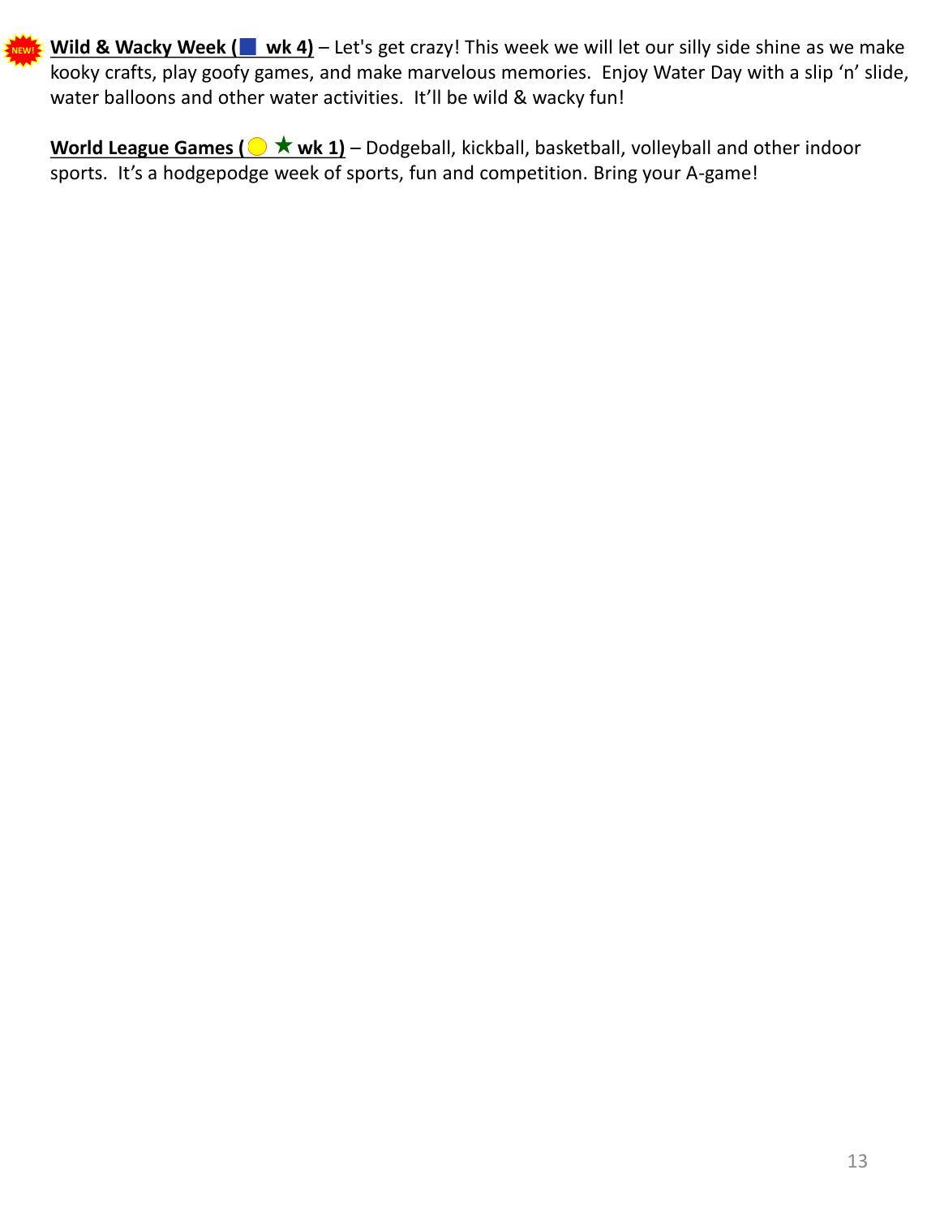NEW! **Wild & Wacky Week (■ wk 4)** – Let's get crazy! This week we will let our silly side shine as we make kooky crafts, play goofy games, and make marvelous memories. Enjoy Water Day with a slip 'n' slide, water balloons and other water activities. It'll be wild & wacky fun!

**World League Games (● ★ wk 1)** – Dodgeball, kickball, basketball, volleyball and other indoor sports. It's a hodgepodge week of sports, fun and competition. Bring your A-game!